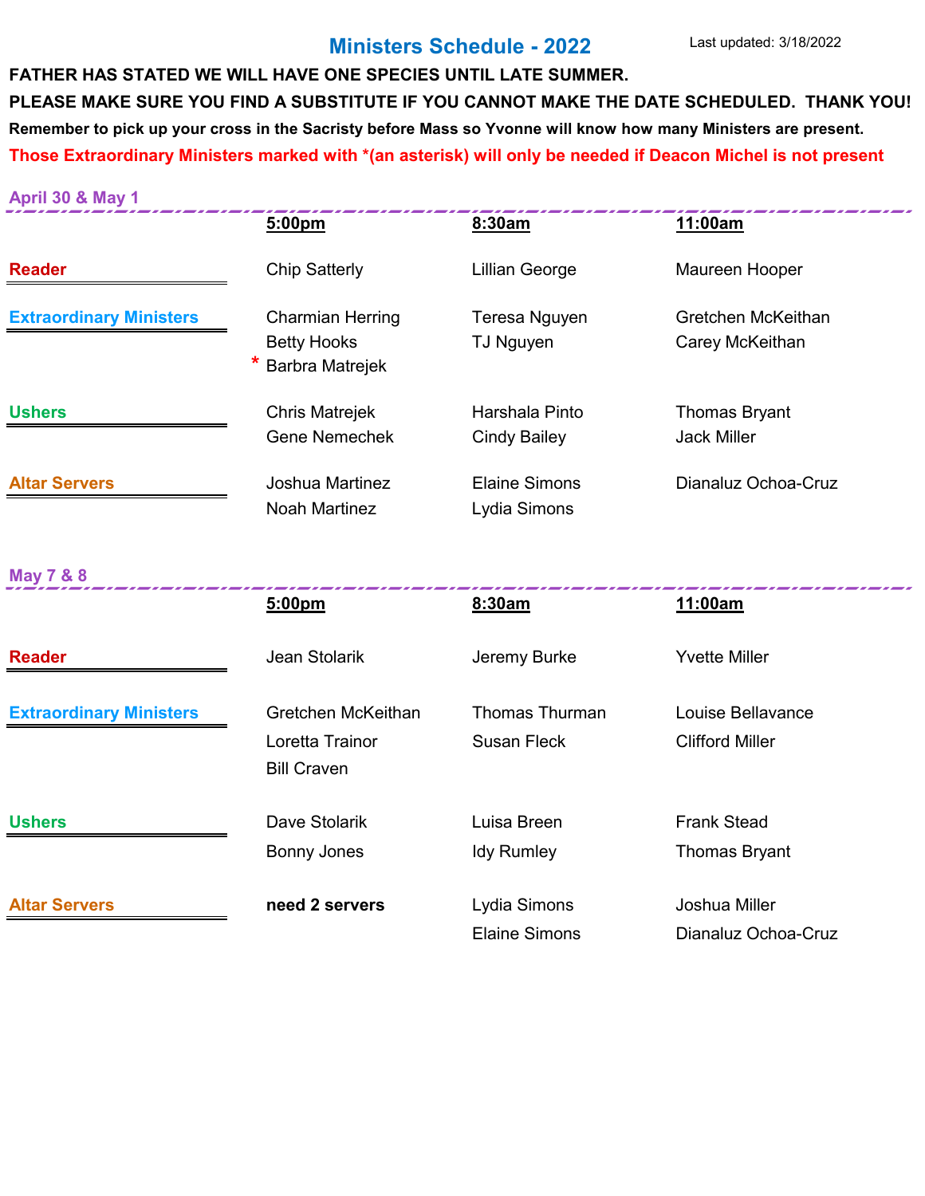# Ministers Schedule - 2022

Last updated: 3/18/2022

**FATHER HAS STATED WE WILL HAVE ONE SPECIES UNTIL LATE SUMMER.**

**PLEASE MAKE SURE YOU FIND A SUBSTITUTE IF YOU CANNOT MAKE THE DATE SCHEDULED. THANK YOU!**

**Remember to pick up your cross in the Sacristy before Mass so Yvonne will know how many Ministers are present.**

**Those Extraordinary Ministers marked with *(an asterisk) will only be needed if Deacon Michel is not present**

## April 30 & May 1

| | 5:00pm | 8:30am | 11:00am |
|---|---|---|---|
| Reader | Chip Satterly | Lillian George | Maureen Hooper |
| Extraordinary Ministers | Charmian Herring | Teresa Nguyen | Gretchen McKeithan |
| | Betty Hooks | TJ Nguyen | Carey McKeithan |
| | * Barbra Matrejek | | |
| Ushers | Chris Matrejek | Harshala Pinto | Thomas Bryant |
| | Gene Nemechek | Cindy Bailey | Jack Miller |
| Altar Servers | Joshua Martinez | Elaine Simons | Dianaluz Ochoa-Cruz |
| | Noah Martinez | Lydia Simons | |

## May 7 & 8

| | 5:00pm | 8:30am | 11:00am |
|---|---|---|---|
| Reader | Jean Stolarik | Jeremy Burke | Yvette Miller |
| Extraordinary Ministers | Gretchen McKeithan | Thomas Thurman | Louise Bellavance |
| | Loretta Trainor | Susan Fleck | Clifford Miller |
| | Bill Craven | | |
| Ushers | Dave Stolarik | Luisa Breen | Frank Stead |
| | Bonny Jones | Idy Rumley | Thomas Bryant |
| Altar Servers | **need 2 servers** | Lydia Simons | Joshua Miller |
| | | Elaine Simons | Dianaluz Ochoa-Cruz |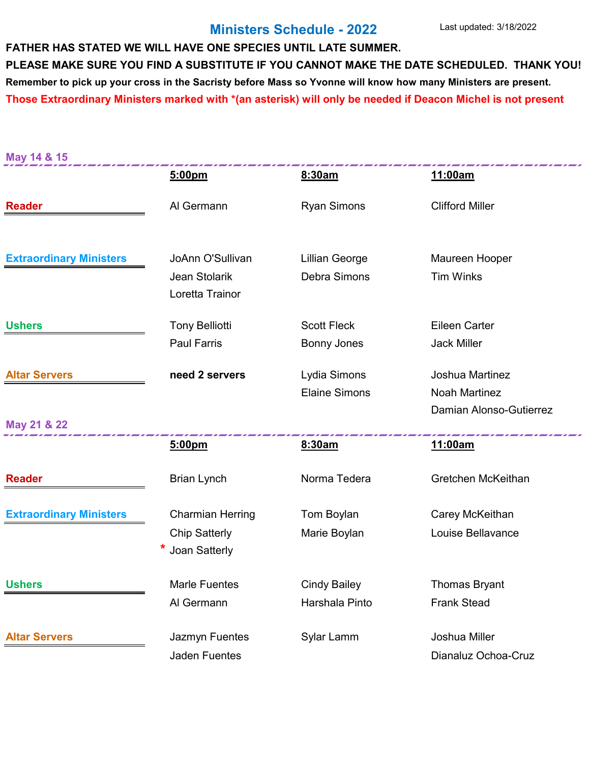# Ministers Schedule - 2022

Last updated: 3/18/2022

**FATHER HAS STATED WE WILL HAVE ONE SPECIES UNTIL LATE SUMMER.**

**PLEASE MAKE SURE YOU FIND A SUBSTITUTE IF YOU CANNOT MAKE THE DATE SCHEDULED. THANK YOU!**

**Remember to pick up your cross in the Sacristy before Mass so Yvonne will know how many Ministers are present.**

**Those Extraordinary Ministers marked with *(an asterisk) will only be needed if Deacon Michel is not present**

## May 14 & 15

| | 5:00pm | 8:30am | 11:00am |
|---|---|---|---|
| **Reader** | Al Germann | Ryan Simons | Clifford Miller |
| **Extraordinary Ministers** | JoAnn O'Sullivan | Lillian George | Maureen Hooper |
| | Jean Stolarik | Debra Simons | Tim Winks |
| | Loretta Trainor | | |
| **Ushers** | Tony Belliotti | Scott Fleck | Eileen Carter |
| | Paul Farris | Bonny Jones | Jack Miller |
| **Altar Servers** | **need 2 servers** | Lydia Simons | Joshua Martinez |
| | | Elaine Simons | Noah Martinez |
| | | | Damian Alonso-Gutierrez |

## May 21 & 22

| | 5:00pm | 8:30am | 11:00am |
|---|---|---|---|
| **Reader** | Brian Lynch | Norma Tedera | Gretchen McKeithan |
| **Extraordinary Ministers** | Charmian Herring | Tom Boylan | Carey McKeithan |
| | Chip Satterly | Marie Boylan | Louise Bellavance |
| | * Joan Satterly | | |
| **Ushers** | Marle Fuentes | Cindy Bailey | Thomas Bryant |
| | Al Germann | Harshala Pinto | Frank Stead |
| **Altar Servers** | Jazmyn Fuentes | Sylar Lamm | Joshua Miller |
| | Jaden Fuentes | | Dianaluz Ochoa-Cruz |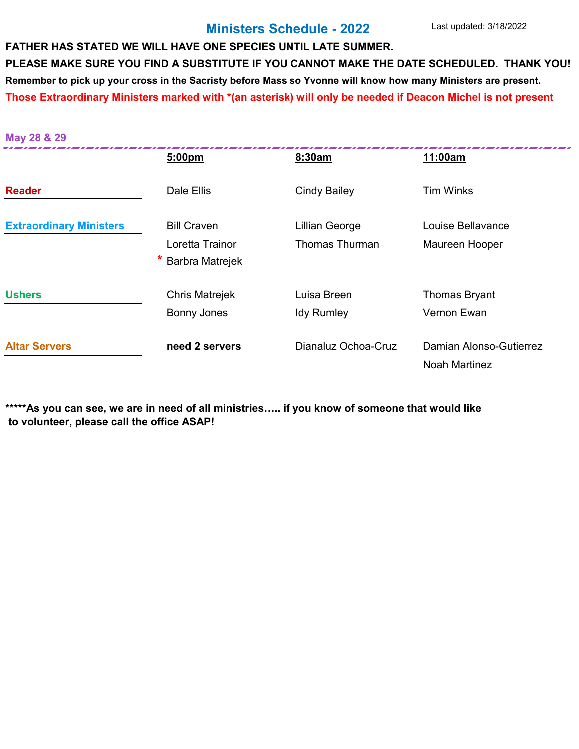# Ministers Schedule - 2022

Last updated: 3/18/2022

**FATHER HAS STATED WE WILL HAVE ONE SPECIES UNTIL LATE SUMMER.**

**PLEASE MAKE SURE YOU FIND A SUBSTITUTE IF YOU CANNOT MAKE THE DATE SCHEDULED. THANK YOU!**

**Remember to pick up your cross in the Sacristy before Mass so Yvonne will know how many Ministers are present.**

**Those Extraordinary Ministers marked with *(an asterisk) will only be needed if Deacon Michel is not present**

## May 28 & 29

| | 5:00pm | 8:30am | 11:00am |
|---|---|---|---|
| **Reader** | Dale Ellis | Cindy Bailey | Tim Winks |
| **Extraordinary Ministers** | Bill Craven | Lillian George | Louise Bellavance |
| | Loretta Trainor | Thomas Thurman | Maureen Hooper |
| | * Barbra Matrejek | | |
| **Ushers** | Chris Matrejek | Luisa Breen | Thomas Bryant |
| | Bonny Jones | Idy Rumley | Vernon Ewan |
| **Altar Servers** | **need 2 servers** | Dianaluz Ochoa-Cruz | Damian Alonso-Gutierrez |
| | | | Noah Martinez |

**\*\*\*\*\*As you can see, we are in need of all ministries….. if you know of someone that would like to volunteer, please call the office ASAP!**